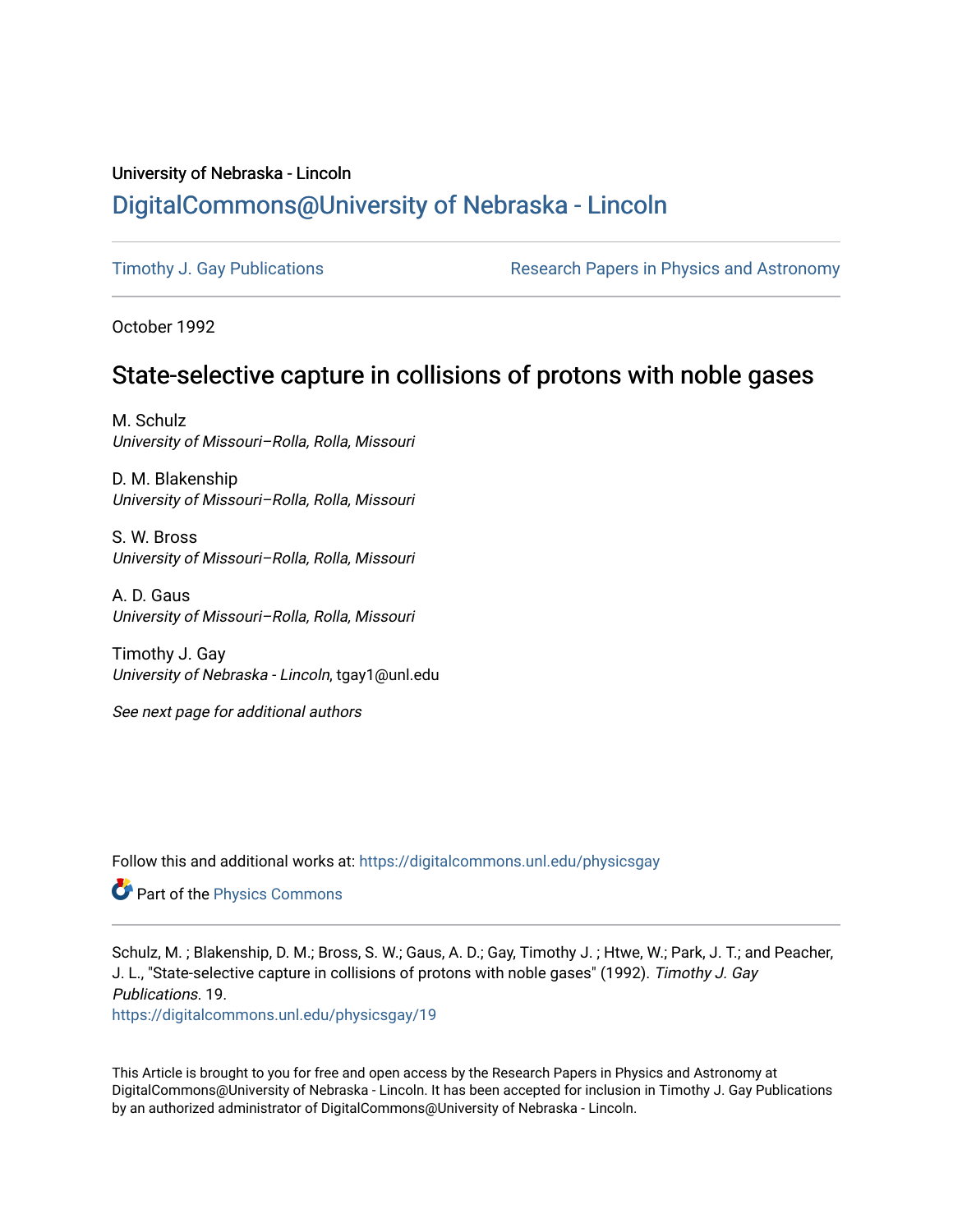University of Nebraska - Lincoln

## DigitalCommons@University of Nebraska - Lincoln

Timothy J. Gay Publications | Research Papers in Physics and Astronomy

October 1992

# State-selective capture in collisions of protons with noble gases

M. Schulz
*University of Missouri–Rolla, Rolla, Missouri*

D. M. Blakenship
*University of Missouri–Rolla, Rolla, Missouri*

S. W. Bross
*University of Missouri–Rolla, Rolla, Missouri*

A. D. Gaus
*University of Missouri–Rolla, Rolla, Missouri*

Timothy J. Gay
*University of Nebraska - Lincoln*, tgay1@unl.edu

*See next page for additional authors*

Follow this and additional works at: https://digitalcommons.unl.edu/physicsgay

Part of the Physics Commons

Schulz, M. ; Blakenship, D. M.; Bross, S. W.; Gaus, A. D.; Gay, Timothy J. ; Htwe, W.; Park, J. T.; and Peacher, J. L., "State-selective capture in collisions of protons with noble gases" (1992). *Timothy J. Gay Publications*. 19.
https://digitalcommons.unl.edu/physicsgay/19

This Article is brought to you for free and open access by the Research Papers in Physics and Astronomy at DigitalCommons@University of Nebraska - Lincoln. It has been accepted for inclusion in Timothy J. Gay Publications by an authorized administrator of DigitalCommons@University of Nebraska - Lincoln.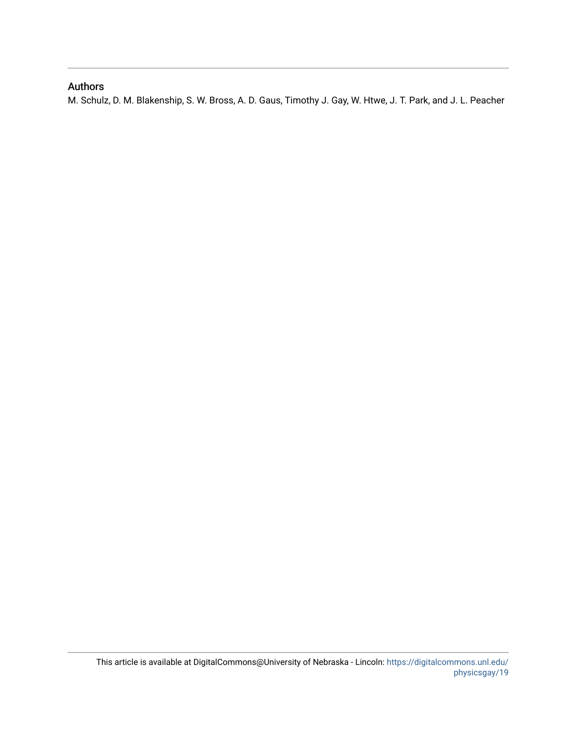## Authors

M. Schulz, D. M. Blakenship, S. W. Bross, A. D. Gaus, Timothy J. Gay, W. Htwe, J. T. Park, and J. L. Peacher

This article is available at DigitalCommons@University of Nebraska - Lincoln: https://digitalcommons.unl.edu/physicsgay/19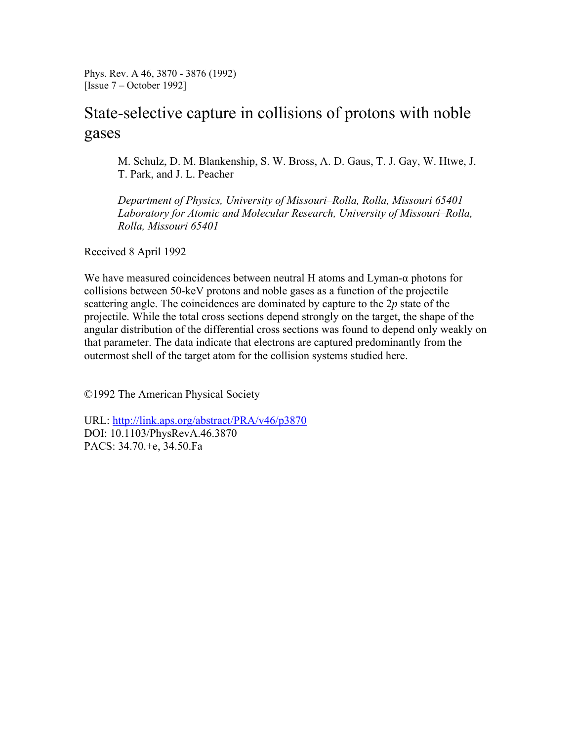Phys. Rev. A 46, 3870 - 3876 (1992)
[Issue 7 – October 1992]

# State-selective capture in collisions of protons with noble gases

M. Schulz, D. M. Blankenship, S. W. Bross, A. D. Gaus, T. J. Gay, W. Htwe, J. T. Park, and J. L. Peacher

*Department of Physics, University of Missouri–Rolla, Rolla, Missouri 65401*
*Laboratory for Atomic and Molecular Research, University of Missouri–Rolla, Rolla, Missouri 65401*

Received 8 April 1992

We have measured coincidences between neutral H atoms and Lyman-α photons for collisions between 50-keV protons and noble gases as a function of the projectile scattering angle. The coincidences are dominated by capture to the $2p$ state of the projectile. While the total cross sections depend strongly on the target, the shape of the angular distribution of the differential cross sections was found to depend only weakly on that parameter. The data indicate that electrons are captured predominantly from the outermost shell of the target atom for the collision systems studied here.

©1992 The American Physical Society

URL: http://link.aps.org/abstract/PRA/v46/p3870
DOI: 10.1103/PhysRevA.46.3870
PACS: 34.70.+e, 34.50.Fa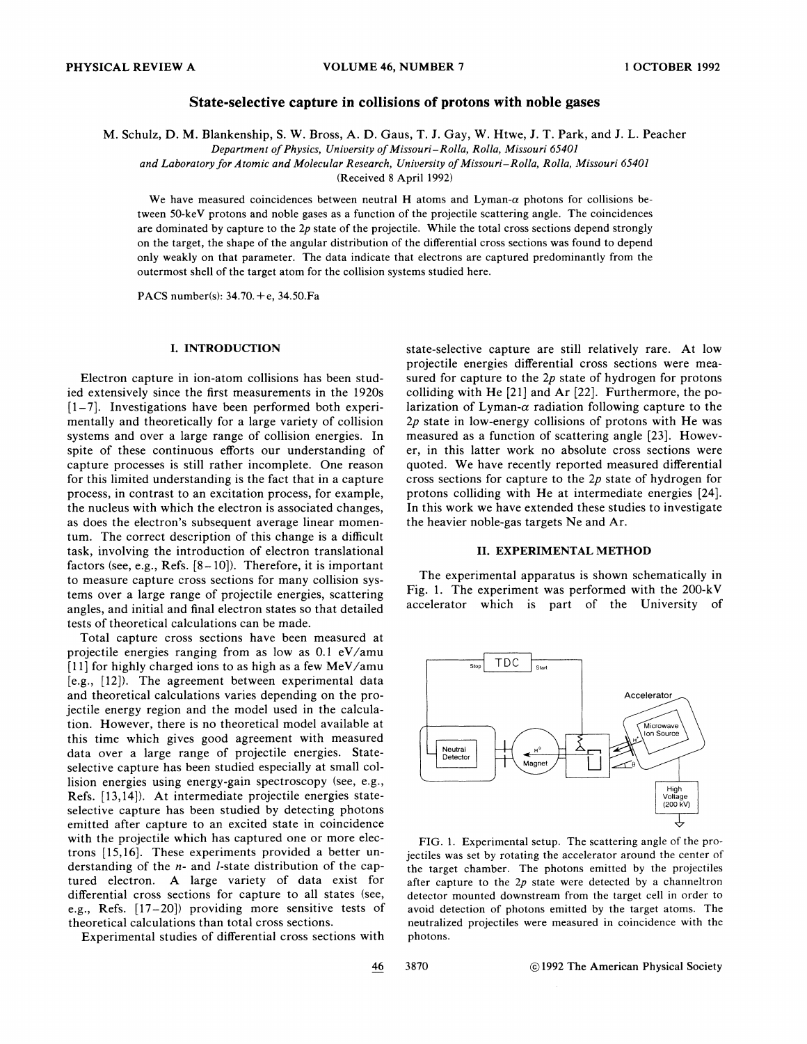# State-selective capture in collisions of protons with noble gases

M. Schulz, D. M. Blankenship, S. W. Bross, A. D. Gaus, T. J. Gay, W. Htwe, J. T. Park, and J. L. Peacher

*Department of Physics, University of Missouri–Rolla, Rolla, Missouri 65401*
*and Laboratory for Atomic and Molecular Research, University of Missouri–Rolla, Rolla, Missouri 65401*

(Received 8 April 1992)

We have measured coincidences between neutral H atoms and Lyman-$\alpha$ photons for collisions between 50-keV protons and noble gases as a function of the projectile scattering angle. The coincidences are dominated by capture to the $2p$ state of the projectile. While the total cross sections depend strongly on the target, the shape of the angular distribution of the differential cross sections was found to depend only weakly on that parameter. The data indicate that electrons are captured predominantly from the outermost shell of the target atom for the collision systems studied here.

PACS number(s): 34.70.+e, 34.50.Fa

## I. INTRODUCTION

Electron capture in ion-atom collisions has been studied extensively since the first measurements in the 1920s [1–7]. Investigations have been performed both experimentally and theoretically for a large variety of collision systems and over a large range of collision energies. In spite of these continuous efforts our understanding of capture processes is still rather incomplete. One reason for this limited understanding is the fact that in a capture process, in contrast to an excitation process, for example, the nucleus with which the electron is associated changes, as does the electron's subsequent average linear momentum. The correct description of this change is a difficult task, involving the introduction of electron translational factors (see, e.g., Refs. [8–10]). Therefore, it is important to measure capture cross sections for many collision systems over a large range of projectile energies, scattering angles, and initial and final electron states so that detailed tests of theoretical calculations can be made.

Total capture cross sections have been measured at projectile energies ranging from as low as 0.1 eV/amu [11] for highly charged ions to as high as a few MeV/amu [e.g., [12]). The agreement between experimental data and theoretical calculations varies depending on the projectile energy region and the model used in the calculation. However, there is no theoretical model available at this time which gives good agreement with measured data over a large range of projectile energies. State-selective capture has been studied especially at small collision energies using energy-gain spectroscopy (see, e.g., Refs. [13,14]). At intermediate projectile energies state-selective capture has been studied by detecting photons emitted after capture to an excited state in coincidence with the projectile which has captured one or more electrons [15,16]. These experiments provided a better understanding of the $n$- and $l$-state distribution of the captured electron. A large variety of data exist for differential cross sections for capture to all states (see, e.g., Refs. [17–20]) providing more sensitive tests of theoretical calculations than total cross sections.

Experimental studies of differential cross sections with state-selective capture are still relatively rare. At low projectile energies differential cross sections were measured for capture to the $2p$ state of hydrogen for protons colliding with He [21] and Ar [22]. Furthermore, the polarization of Lyman-$\alpha$ radiation following capture to the $2p$ state in low-energy collisions of protons with He was measured as a function of scattering angle [23]. However, in this latter work no absolute cross sections were quoted. We have recently reported measured differential cross sections for capture to the $2p$ state of hydrogen for protons colliding with He at intermediate energies [24]. In this work we have extended these studies to investigate the heavier noble-gas targets Ne and Ar.

## II. EXPERIMENTAL METHOD

The experimental apparatus is shown schematically in Fig. 1. The experiment was performed with the 200-kV accelerator which is part of the University of

FIG. 1. Experimental setup. The scattering angle of the projectiles was set by rotating the accelerator around the center of the target chamber. The photons emitted by the projectiles after capture to the $2p$ state were detected by a channeltron detector mounted downstream from the target cell in order to avoid detection of photons emitted by the target atoms. The neutralized projectiles were measured in coincidence with the photons.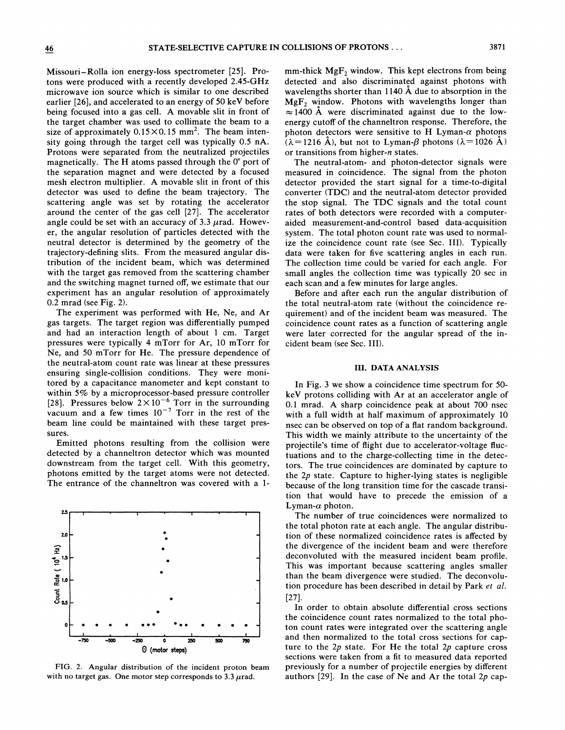Missouri–Rolla ion energy-loss spectrometer [25]. Protons were produced with a recently developed 2.45-GHz microwave ion source which is similar to one described earlier [26], and accelerated to an energy of 50 keV before being focused into a gas cell. A movable slit in front of the target chamber was used to collimate the beam to a size of approximately $0.15\times0.15$ mm$^2$. The beam intensity going through the target cell was typically 0.5 nA. Protons were separated from the neutralized projectiles magnetically. The H atoms passed through the 0° port of the separation magnet and were detected by a focused mesh electron multiplier. A movable slit in front of this detector was used to define the beam trajectory. The scattering angle was set by rotating the accelerator around the center of the gas cell [27]. The accelerator angle could be set with an accuracy of 3.3 $\mu$rad. However, the angular resolution of particles detected with the neutral detector is determined by the geometry of the trajectory-defining slits. From the measured angular distribution of the incident beam, which was determined with the target gas removed from the scattering chamber and the switching magnet turned off, we estimate that our experiment has an angular resolution of approximately 0.2 mrad (see Fig. 2).

The experiment was performed with He, Ne, and Ar gas targets. The target region was differentially pumped and had an interaction length of about 1 cm. Target pressures were typically 4 mTorr for Ar, 10 mTorr for Ne, and 50 mTorr for He. The pressure dependence of the neutral-atom count rate was linear at these pressures ensuring single-collision conditions. They were monitored by a capacitance manometer and kept constant to within 5% by a microprocessor-based pressure controller [28]. Pressures below $2\times10^{-6}$ Torr in the surrounding vacuum and a few times $10^{-7}$ Torr in the rest of the beam line could be maintained with these target pressures.

Emitted photons resulting from the collision were detected by a channeltron detector which was mounted downstream from the target cell. With this geometry, photons emitted by the target atoms were not detected. The entrance of the channeltron was covered with a 1-mm-thick $MgF_2$ window. This kept electrons from being detected and also discriminated against photons with wavelengths shorter than 1140 Å due to absorption in the $MgF_2$ window. Photons with wavelengths longer than $\approx 1400$ Å were discriminated against due to the low-energy cutoff of the channeltron response. Therefore, the photon detectors were sensitive to H Lyman-$\alpha$ photons ($\lambda=1216$ Å), but not to Lyman-$\beta$ photons ($\lambda=1026$ Å) or transitions from higher-$n$ states.

FIG. 2. Angular distribution of the incident proton beam with no target gas. One motor step corresponds to 3.3 $\mu$rad.

The neutral-atom- and photon-detector signals were measured in coincidence. The signal from the photon detector provided the start signal for a time-to-digital converter (TDC) and the neutral-atom detector provided the stop signal. The TDC signals and the total count rates of both detectors were recorded with a computer-aided measurement-and-control based data-acquisition system. The total photon count rate was used to normalize the coincidence count rate (see Sec. III). Typically data were taken for five scattering angles in each run. The collection time could be varied for each angle. For small angles the collection time was typically 20 sec in each scan and a few minutes for large angles.

Before and after each run the angular distribution of the total neutral-atom rate (without the coincidence requirement) and of the incident beam was measured. The coincidence count rates as a function of scattering angle were later corrected for the angular spread of the incident beam (see Sec. III).

## III. DATA ANALYSIS

In Fig. 3 we show a coincidence time spectrum for 50-keV protons colliding with Ar at an accelerator angle of 0.1 mrad. A sharp coincidence peak at about 700 nsec with a full width at half maximum of approximately 10 nsec can be observed on top of a flat random background. This width we mainly attribute to the uncertainty of the projectile's time of flight due to accelerator-voltage fluctuations and to the charge-collecting time in the detectors. The true coincidences are dominated by capture to the $2p$ state. Capture to higher-lying states is negligible because of the long transition time for the cascade transition that would have to precede the emission of a Lyman-$\alpha$ photon.

The number of true coincidences were normalized to the total photon rate at each angle. The angular distribution of these normalized coincidence rates is affected by the divergence of the incident beam and were therefore deconvoluted with the measured incident beam profile. This was important because scattering angles smaller than the beam divergence were studied. The deconvolution procedure has been described in detail by Park *et al.* [27].

In order to obtain absolute differential cross sections the coincidence count rates normalized to the total photon count rates were integrated over the scattering angle and then normalized to the total cross sections for capture to the $2p$ state. For He the total $2p$ capture cross sections were taken from a fit to measured data reported previously for a number of projectile energies by different authors [29]. In the case of Ne and Ar the total $2p$ cap-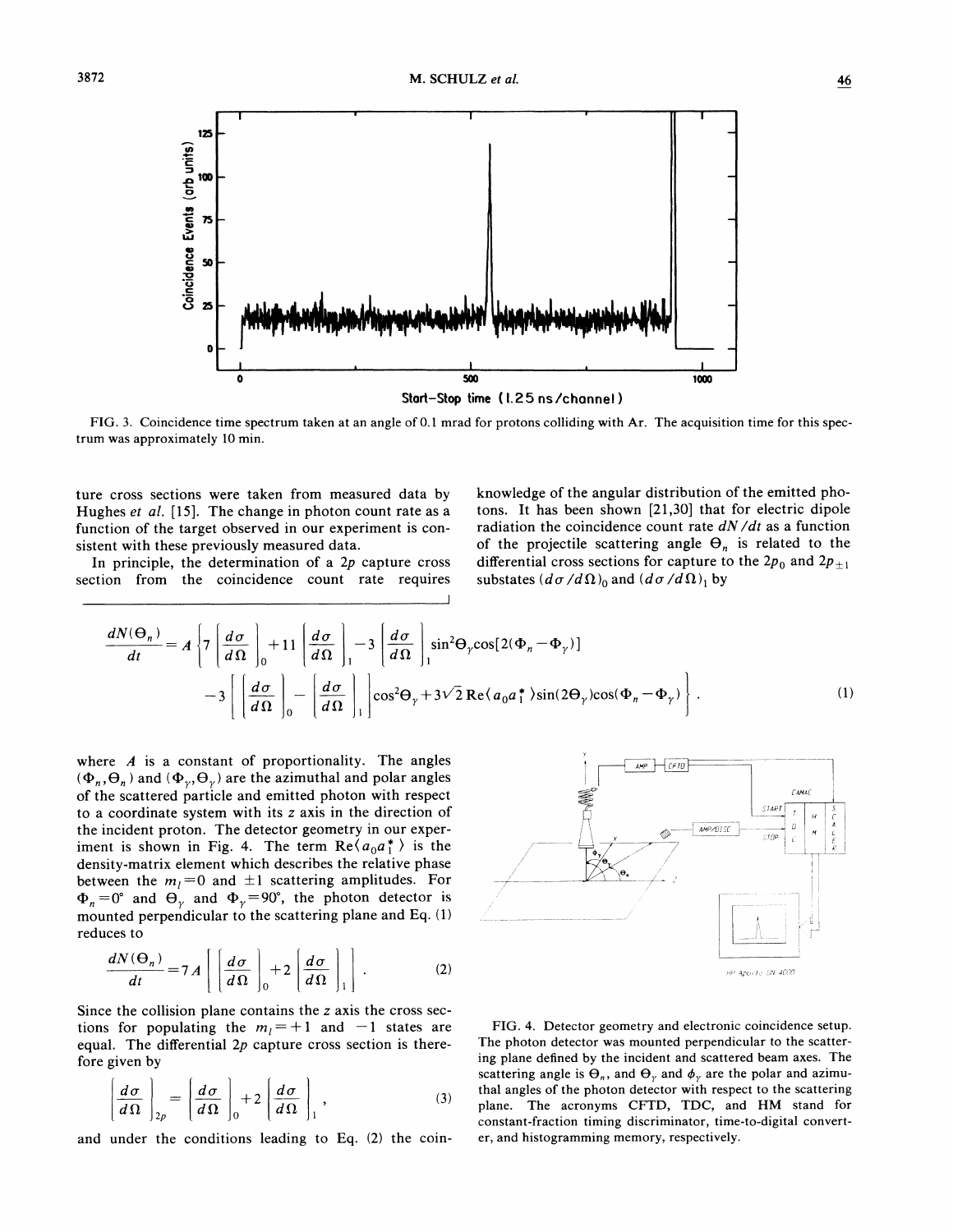FIG. 3. Coincidence time spectrum taken at an angle of 0.1 mrad for protons colliding with Ar. The acquisition time for this spectrum was approximately 10 min.

ture cross sections were taken from measured data by Hughes *et al.* [15]. The change in photon count rate as a function of the target observed in our experiment is consistent with these previously measured data.

In principle, the determination of a 2$p$ capture cross section from the coincidence count rate requires knowledge of the angular distribution of the emitted photons. It has been shown [21,30] that for electric dipole radiation the coincidence count rate $dN/dt$ as a function of the projectile scattering angle $\Theta_n$ is related to the differential cross sections for capture to the $2p_0$ and $2p_{\pm 1}$ substates $(d\sigma/d\Omega)_0$ and $(d\sigma/d\Omega)_1$ by

$$\frac{dN(\Theta_n)}{dt} = A\left\{7\left[\frac{d\sigma}{d\Omega}\right]_0 + 11\left[\frac{d\sigma}{d\Omega}\right]_1 - 3\left[\frac{d\sigma}{d\Omega}\right]_1 \sin^2\Theta_\gamma \cos[2(\Phi_n - \Phi_\gamma)] - 3\left[\left[\frac{d\sigma}{d\Omega}\right]_0 - \left[\frac{d\sigma}{d\Omega}\right]_1\right]\cos^2\Theta_\gamma + 3\sqrt{2}\,\mathrm{Re}\langle a_0 a_1^* \rangle \sin(2\Theta_\gamma)\cos(\Phi_n - \Phi_\gamma)\right\}. \tag{1}$$

where $A$ is a constant of proportionality. The angles $(\Phi_n, \Theta_n)$ and $(\Phi_\gamma, \Theta_\gamma)$ are the azimuthal and polar angles of the scattered particle and emitted photon with respect to a coordinate system with its $z$ axis in the direction of the incident proton. The detector geometry in our experiment is shown in Fig. 4. The term $\mathrm{Re}\langle a_0 a_1^* \rangle$ is the density-matrix element which describes the relative phase between the $m_l = 0$ and $\pm 1$ scattering amplitudes. For $\Phi_n = 0°$ and $\Theta_\gamma$ and $\Phi_\gamma = 90°$, the photon detector is mounted perpendicular to the scattering plane and Eq. (1) reduces to

$$\frac{dN(\Theta_n)}{dt} = 7A\left[\left[\frac{d\sigma}{d\Omega}\right]_0 + 2\left[\frac{d\sigma}{d\Omega}\right]_1\right]. \tag{2}$$

Since the collision plane contains the $z$ axis the cross sections for populating the $m_l = +1$ and $-1$ states are equal. The differential 2$p$ capture cross section is therefore given by

$$\left[\frac{d\sigma}{d\Omega}\right]_{2p} = \left[\frac{d\sigma}{d\Omega}\right]_0 + 2\left[\frac{d\sigma}{d\Omega}\right]_1, \tag{3}$$

and under the conditions leading to Eq. (2) the coin-

FIG. 4. Detector geometry and electronic coincidence setup. The photon detector was mounted perpendicular to the scattering plane defined by the incident and scattered beam axes. The scattering angle is $\Theta_n$, and $\Theta_\gamma$ and $\phi_\gamma$ are the polar and azimuthal angles of the photon detector with respect to the scattering plane. The acronyms CFTD, TDC, and HM stand for constant-fraction timing discriminator, time-to-digital converter, and histogramming memory, respectively.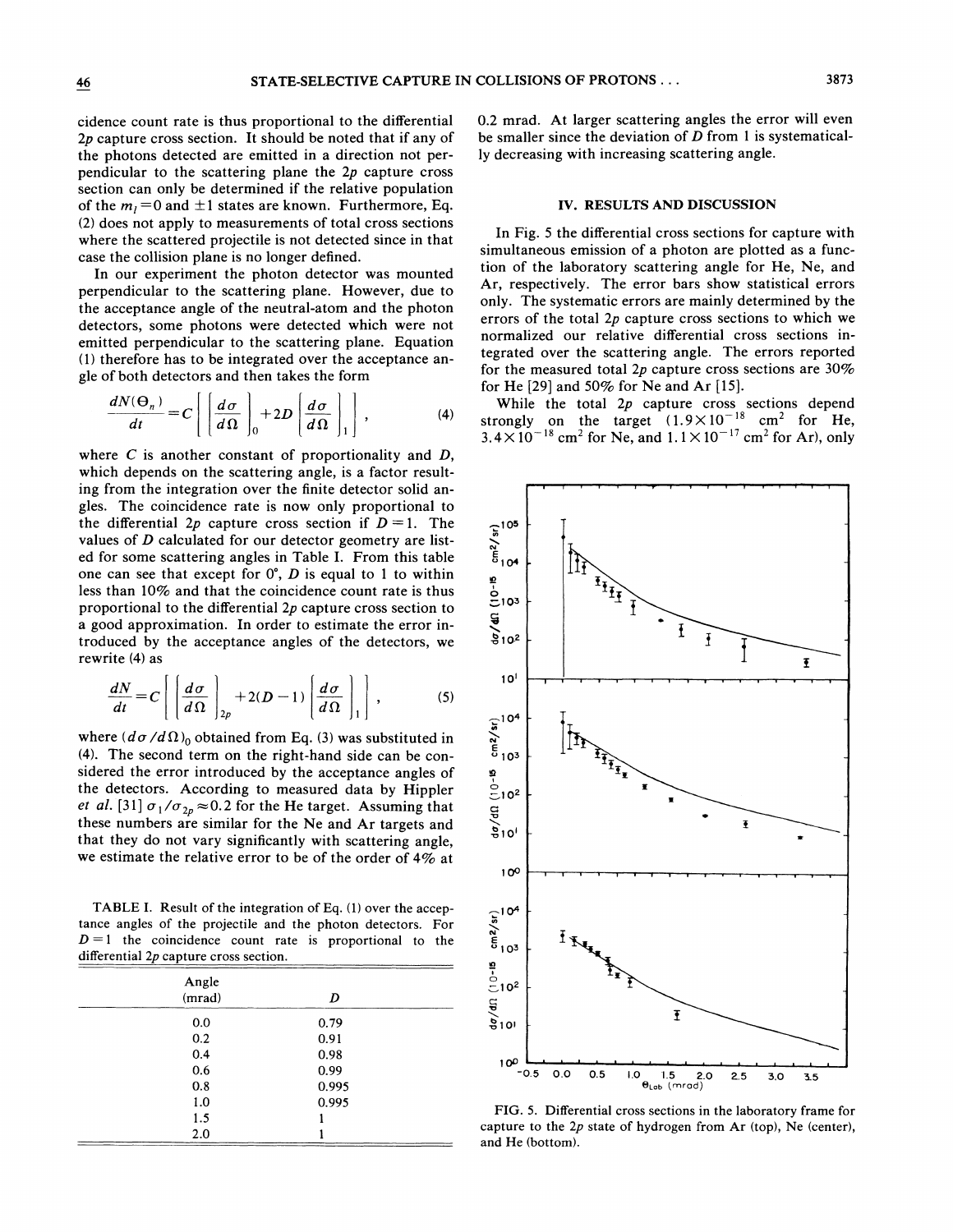cidence count rate is thus proportional to the differential $2p$ capture cross section. It should be noted that if any of the photons detected are emitted in a direction not perpendicular to the scattering plane the $2p$ capture cross section can only be determined if the relative population of the $m_l = 0$ and $\pm 1$ states are known. Furthermore, Eq. (2) does not apply to measurements of total cross sections where the scattered projectile is not detected since in that case the collision plane is no longer defined.

In our experiment the photon detector was mounted perpendicular to the scattering plane. However, due to the acceptance angle of the neutral-atom and the photon detectors, some photons were detected which were not emitted perpendicular to the scattering plane. Equation (1) therefore has to be integrated over the acceptance angle of both detectors and then takes the form

$$\frac{dN(\Theta_n)}{dt} = C\left[\left[\frac{d\sigma}{d\Omega}\right]_0 + 2D\left[\frac{d\sigma}{d\Omega}\right]_1\right], \quad (4)$$

where $C$ is another constant of proportionality and $D$, which depends on the scattering angle, is a factor resulting from the integration over the finite detector solid angles. The coincidence rate is now only proportional to the differential $2p$ capture cross section if $D = 1$. The values of $D$ calculated for our detector geometry are listed for some scattering angles in Table I. From this table one can see that except for 0°, $D$ is equal to 1 to within less than 10% and that the coincidence count rate is thus proportional to the differential $2p$ capture cross section to a good approximation. In order to estimate the error introduced by the acceptance angles of the detectors, we rewrite (4) as

$$\frac{dN}{dt} = C\left[\left[\frac{d\sigma}{d\Omega}\right]_{2p} + 2(D-1)\left[\frac{d\sigma}{d\Omega}\right]_1\right], \quad (5)$$

where $(d\sigma/d\Omega)_0$ obtained from Eq. (3) was substituted in (4). The second term on the right-hand side can be considered the error introduced by the acceptance angles of the detectors. According to measured data by Hippler *et al.* [31] $\sigma_1/\sigma_{2p} \approx 0.2$ for the He target. Assuming that these numbers are similar for the Ne and Ar targets and that they do not vary significantly with scattering angle, we estimate the relative error to be of the order of 4% at 0.2 mrad. At larger scattering angles the error will even be smaller since the deviation of $D$ from 1 is systematically decreasing with increasing scattering angle.

TABLE I. Result of the integration of Eq. (1) over the acceptance angles of the projectile and the photon detectors. For $D = 1$ the coincidence count rate is proportional to the differential $2p$ capture cross section.

| Angle (mrad) | $D$ |
|---|---|
| 0.0 | 0.79 |
| 0.2 | 0.91 |
| 0.4 | 0.98 |
| 0.6 | 0.99 |
| 0.8 | 0.995 |
| 1.0 | 0.995 |
| 1.5 | 1 |
| 2.0 | 1 |

## IV. RESULTS AND DISCUSSION

In Fig. 5 the differential cross sections for capture with simultaneous emission of a photon are plotted as a function of the laboratory scattering angle for He, Ne, and Ar, respectively. The error bars show statistical errors only. The systematic errors are mainly determined by the errors of the total $2p$ capture cross sections to which we normalized our relative differential cross sections integrated over the scattering angle. The errors reported for the measured total $2p$ capture cross sections are 30% for He [29] and 50% for Ne and Ar [15].

While the total $2p$ capture cross sections depend strongly on the target ($1.9\times10^{-18}$ cm$^2$ for He, $3.4\times10^{-18}$ cm$^2$ for Ne, and $1.1\times10^{-17}$ cm$^2$ for Ar), only

FIG. 5. Differential cross sections in the laboratory frame for capture to the $2p$ state of hydrogen from Ar (top), Ne (center), and He (bottom).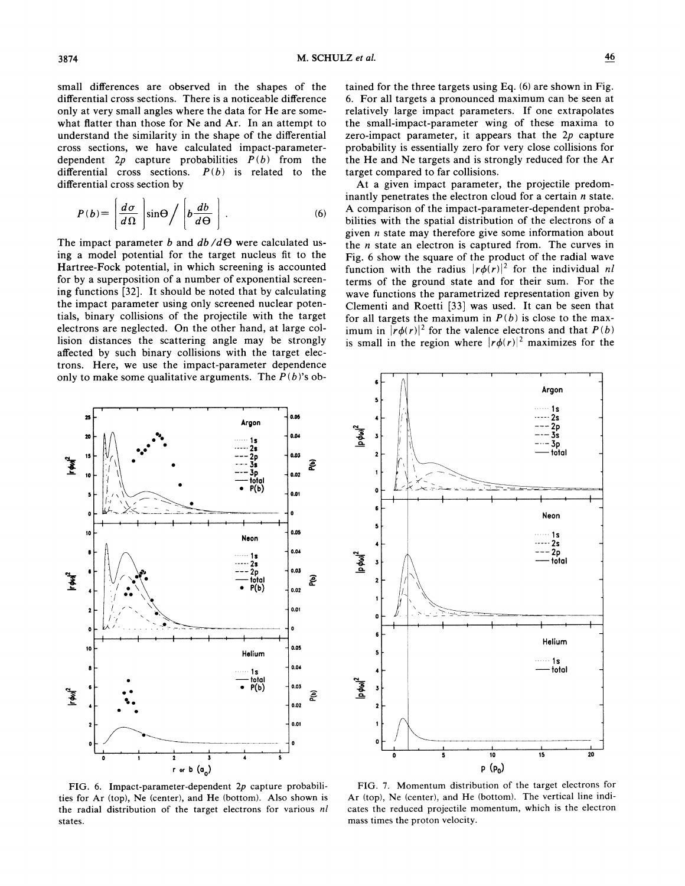small differences are observed in the shapes of the differential cross sections. There is a noticeable difference only at very small angles where the data for He are somewhat flatter than those for Ne and Ar. In an attempt to understand the similarity in the shape of the differential cross sections, we have calculated impact-parameter-dependent $2p$ capture probabilities $P(b)$ from the differential cross sections. $P(b)$ is related to the differential cross section by

$$P(b)=\left[\frac{d\sigma}{d\Omega}\right]\sin\Theta \Big/ \left[b\frac{db}{d\Theta}\right] . \tag{6}$$

The impact parameter $b$ and $db/d\Theta$ were calculated using a model potential for the target nucleus fit to the Hartree-Fock potential, in which screening is accounted for by a superposition of a number of exponential screening functions [32]. It should be noted that by calculating the impact parameter using only screened nuclear potentials, binary collisions of the projectile with the target electrons are neglected. On the other hand, at large collision distances the scattering angle may be strongly affected by such binary collisions with the target electrons. Here, we use the impact-parameter dependence only to make some qualitative arguments. The $P(b)$'s obtained for the three targets using Eq. (6) are shown in Fig. 6. For all targets a pronounced maximum can be seen at relatively large impact parameters. If one extrapolates the small-impact-parameter wing of these maxima to zero-impact parameter, it appears that the $2p$ capture probability is essentially zero for very close collisions for the He and Ne targets and is strongly reduced for the Ar target compared to far collisions.

At a given impact parameter, the projectile predominantly penetrates the electron cloud for a certain $n$ state. A comparison of the impact-parameter-dependent probabilities with the spatial distribution of the electrons of a given $n$ state may therefore give some information about the $n$ state an electron is captured from. The curves in Fig. 6 show the square of the product of the radial wave function with the radius $|r\phi(r)|^2$ for the individual $nl$ terms of the ground state and for their sum. For the wave functions the parametrized representation given by Clementi and Roetti [33] was used. It can be seen that for all targets the maximum in $P(b)$ is close to the maximum in $|r\phi(r)|^2$ for the valence electrons and that $P(b)$ is small in the region where $|r\phi(r)|^2$ maximizes for the

FIG. 6. Impact-parameter-dependent $2p$ capture probabilities for Ar (top), Ne (center), and He (bottom). Also shown is the radial distribution of the target electrons for various $nl$ states.

FIG. 7. Momentum distribution of the target electrons for Ar (top), Ne (center), and He (bottom). The vertical line indicates the reduced projectile momentum, which is the electron mass times the proton velocity.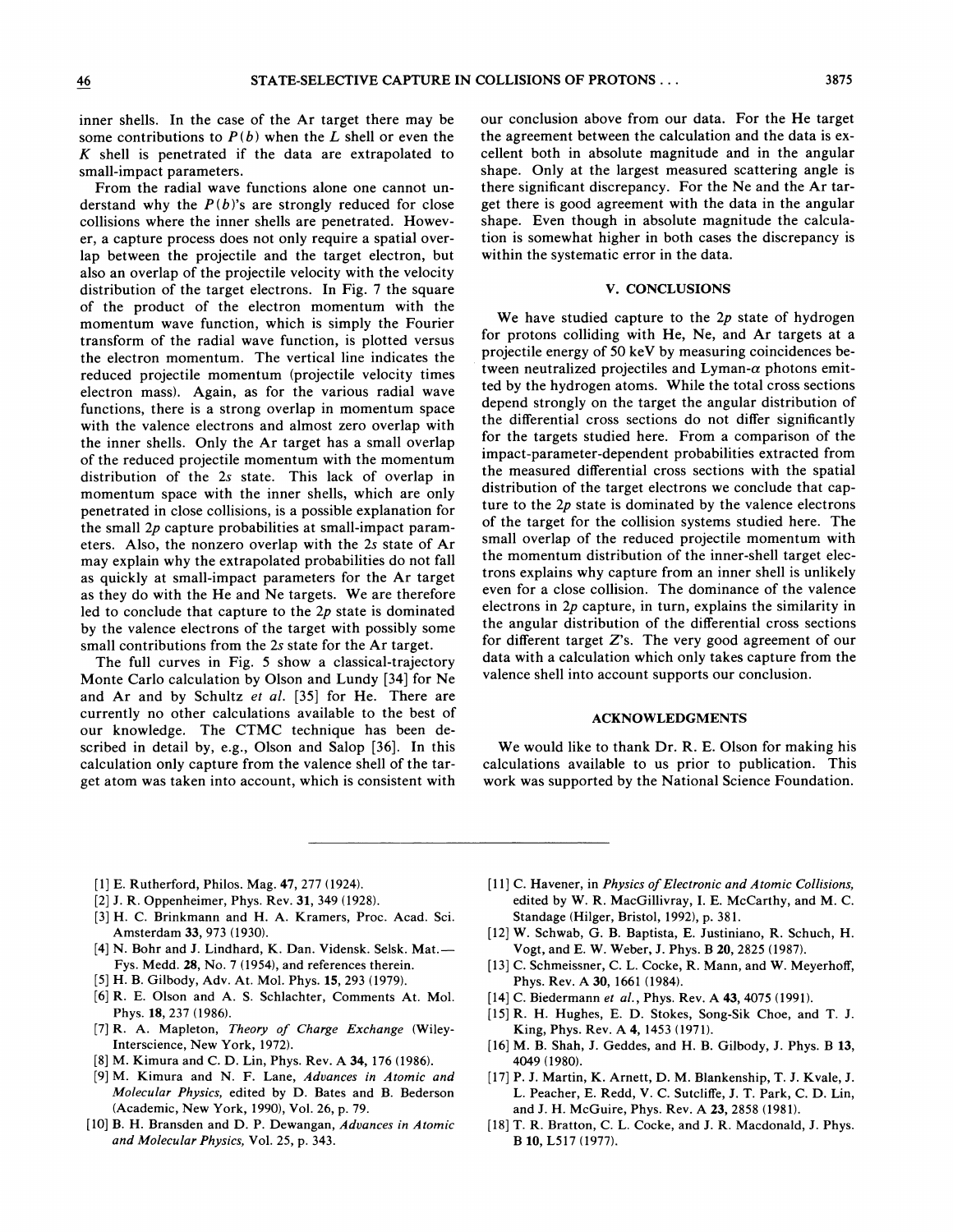inner shells. In the case of the Ar target there may be some contributions to $P(b)$ when the $L$ shell or even the $K$ shell is penetrated if the data are extrapolated to small-impact parameters.

From the radial wave functions alone one cannot understand why the $P(b)$'s are strongly reduced for close collisions where the inner shells are penetrated. However, a capture process does not only require a spatial overlap between the projectile and the target electron, but also an overlap of the projectile velocity with the velocity distribution of the target electrons. In Fig. 7 the square of the product of the electron momentum with the momentum wave function, which is simply the Fourier transform of the radial wave function, is plotted versus the electron momentum. The vertical line indicates the reduced projectile momentum (projectile velocity times electron mass). Again, as for the various radial wave functions, there is a strong overlap in momentum space with the valence electrons and almost zero overlap with the inner shells. Only the Ar target has a small overlap of the reduced projectile momentum with the momentum distribution of the $2s$ state. This lack of overlap in momentum space with the inner shells, which are only penetrated in close collisions, is a possible explanation for the small $2p$ capture probabilities at small-impact parameters. Also, the nonzero overlap with the $2s$ state of Ar may explain why the extrapolated probabilities do not fall as quickly at small-impact parameters for the Ar target as they do with the He and Ne targets. We are therefore led to conclude that capture to the $2p$ state is dominated by the valence electrons of the target with possibly some small contributions from the $2s$ state for the Ar target.

The full curves in Fig. 5 show a classical-trajectory Monte Carlo calculation by Olson and Lundy [34] for Ne and Ar and by Schultz *et al.* [35] for He. There are currently no other calculations available to the best of our knowledge. The CTMC technique has been described in detail by, e.g., Olson and Salop [36]. In this calculation only capture from the valence shell of the target atom was taken into account, which is consistent with our conclusion above from our data. For the He target the agreement between the calculation and the data is excellent both in absolute magnitude and in the angular shape. Only at the largest measured scattering angle is there significant discrepancy. For the Ne and the Ar target there is good agreement with the data in the angular shape. Even though in absolute magnitude the calculation is somewhat higher in both cases the discrepancy is within the systematic error in the data.

## V. CONCLUSIONS

We have studied capture to the $2p$ state of hydrogen for protons colliding with He, Ne, and Ar targets at a projectile energy of 50 keV by measuring coincidences between neutralized projectiles and Lyman-$\alpha$ photons emitted by the hydrogen atoms. While the total cross sections depend strongly on the target the angular distribution of the differential cross sections do not differ significantly for the targets studied here. From a comparison of the impact-parameter-dependent probabilities extracted from the measured differential cross sections with the spatial distribution of the target electrons we conclude that capture to the $2p$ state is dominated by the valence electrons of the target for the collision systems studied here. The small overlap of the reduced projectile momentum with the momentum distribution of the inner-shell target electrons explains why capture from an inner shell is unlikely even for a close collision. The dominance of the valence electrons in $2p$ capture, in turn, explains the similarity in the angular distribution of the differential cross sections for different target $Z$'s. The very good agreement of our data with a calculation which only takes capture from the valence shell into account supports our conclusion.

## ACKNOWLEDGMENTS

We would like to thank Dr. R. E. Olson for making his calculations available to us prior to publication. This work was supported by the National Science Foundation.

---

[1] E. Rutherford, Philos. Mag. **47**, 277 (1924).
[2] J. R. Oppenheimer, Phys. Rev. **31**, 349 (1928).
[3] H. C. Brinkmann and H. A. Kramers, Proc. Acad. Sci. Amsterdam **33**, 973 (1930).
[4] N. Bohr and J. Lindhard, K. Dan. Vidensk. Selsk. Mat.—Fys. Medd. **28**, No. 7 (1954), and references therein.
[5] H. B. Gilbody, Adv. At. Mol. Phys. **15**, 293 (1979).
[6] R. E. Olson and A. S. Schlachter, Comments At. Mol. Phys. **18**, 237 (1986).
[7] R. A. Mapleton, *Theory of Charge Exchange* (Wiley-Interscience, New York, 1972).
[8] M. Kimura and C. D. Lin, Phys. Rev. A **34**, 176 (1986).
[9] M. Kimura and N. F. Lane, *Advances in Atomic and Molecular Physics*, edited by D. Bates and B. Bederson (Academic, New York, 1990), Vol. 26, p. 79.
[10] B. H. Bransden and D. P. Dewangan, *Advances in Atomic and Molecular Physics*, Vol. 25, p. 343.
[11] C. Havener, in *Physics of Electronic and Atomic Collisions*, edited by W. R. MacGillivray, I. E. McCarthy, and M. C. Standage (Hilger, Bristol, 1992), p. 381.
[12] W. Schwab, G. B. Baptista, E. Justiniano, R. Schuch, H. Vogt, and E. W. Weber, J. Phys. B **20**, 2825 (1987).
[13] C. Schmeissner, C. L. Cocke, R. Mann, and W. Meyerhoff, Phys. Rev. A **30**, 1661 (1984).
[14] C. Biedermann *et al.*, Phys. Rev. A **43**, 4075 (1991).
[15] R. H. Hughes, E. D. Stokes, Song-Sik Choe, and T. J. King, Phys. Rev. A **4**, 1453 (1971).
[16] M. B. Shah, J. Geddes, and H. B. Gilbody, J. Phys. B **13**, 4049 (1980).
[17] P. J. Martin, K. Arnett, D. M. Blankenship, T. J. Kvale, J. L. Peacher, E. Redd, V. C. Sutcliffe, J. T. Park, C. D. Lin, and J. H. McGuire, Phys. Rev. A **23**, 2858 (1981).
[18] T. R. Bratton, C. L. Cocke, and J. R. Macdonald, J. Phys. B **10**, L517 (1977).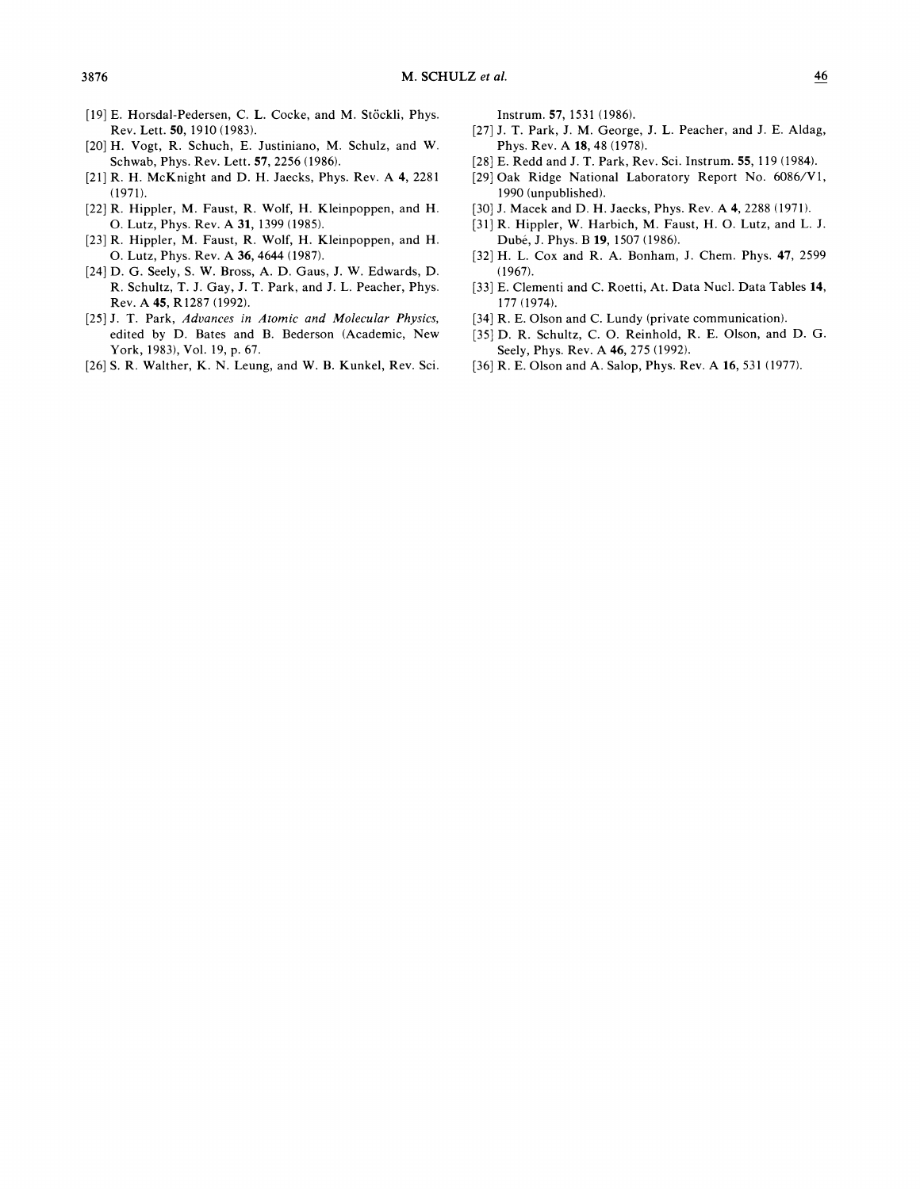[19] E. Horsdal-Pedersen, C. L. Cocke, and M. Stöckli, Phys. Rev. Lett. **50**, 1910 (1983).

[20] H. Vogt, R. Schuch, E. Justiniano, M. Schulz, and W. Schwab, Phys. Rev. Lett. **57**, 2256 (1986).

[21] R. H. McKnight and D. H. Jaecks, Phys. Rev. A **4**, 2281 (1971).

[22] R. Hippler, M. Faust, R. Wolf, H. Kleinpoppen, and H. O. Lutz, Phys. Rev. A **31**, 1399 (1985).

[23] R. Hippler, M. Faust, R. Wolf, H. Kleinpoppen, and H. O. Lutz, Phys. Rev. A **36**, 4644 (1987).

[24] D. G. Seely, S. W. Bross, A. D. Gaus, J. W. Edwards, D. R. Schultz, T. J. Gay, J. T. Park, and J. L. Peacher, Phys. Rev. A **45**, R1287 (1992).

[25] J. T. Park, *Advances in Atomic and Molecular Physics*, edited by D. Bates and B. Bederson (Academic, New York, 1983), Vol. 19, p. 67.

[26] S. R. Walther, K. N. Leung, and W. B. Kunkel, Rev. Sci. Instrum. **57**, 1531 (1986).

[27] J. T. Park, J. M. George, J. L. Peacher, and J. E. Aldag, Phys. Rev. A **18**, 48 (1978).

[28] E. Redd and J. T. Park, Rev. Sci. Instrum. **55**, 119 (1984).

[29] Oak Ridge National Laboratory Report No. 6086/V1, 1990 (unpublished).

[30] J. Macek and D. H. Jaecks, Phys. Rev. A **4**, 2288 (1971).

[31] R. Hippler, W. Harbich, M. Faust, H. O. Lutz, and L. J. Dubé, J. Phys. B **19**, 1507 (1986).

[32] H. L. Cox and R. A. Bonham, J. Chem. Phys. **47**, 2599 (1967).

[33] E. Clementi and C. Roetti, At. Data Nucl. Data Tables **14**, 177 (1974).

[34] R. E. Olson and C. Lundy (private communication).

[35] D. R. Schultz, C. O. Reinhold, R. E. Olson, and D. G. Seely, Phys. Rev. A **46**, 275 (1992).

[36] R. E. Olson and A. Salop, Phys. Rev. A **16**, 531 (1977).